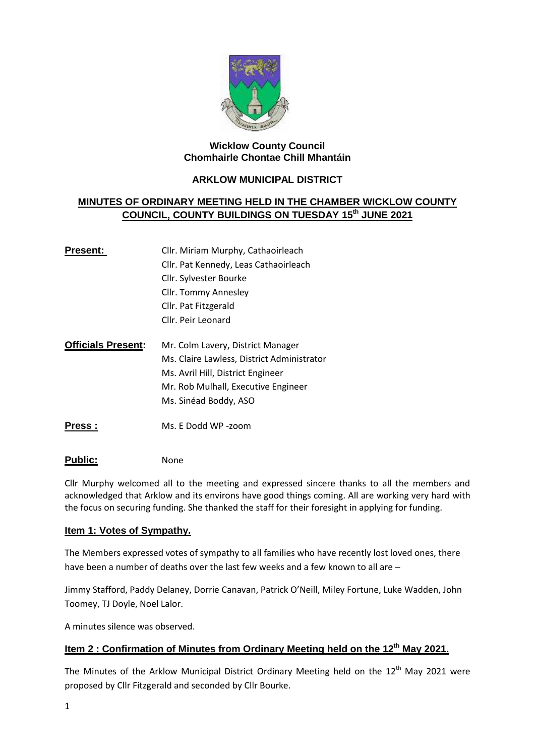**Wicklow County Council**
**Chomhairle Chontae Chill Mhantáin**

**ARKLOW MUNICIPAL DISTRICT**

**MINUTES OF ORDINARY MEETING HELD IN THE CHAMBER WICKLOW COUNTY COUNCIL, COUNTY BUILDINGS ON TUESDAY 15th JUNE 2021**

| | |
|---|---|
| **Present:** | Cllr. Miriam Murphy, Cathaoirleach<br>Cllr. Pat Kennedy, Leas Cathaoirleach<br>Cllr. Sylvester Bourke<br>Cllr. Tommy Annesley<br>Cllr. Pat Fitzgerald<br>Cllr. Peir Leonard |
| **Officials Present:** | Mr. Colm Lavery, District Manager<br>Ms. Claire Lawless, District Administrator<br>Ms. Avril Hill, District Engineer<br>Mr. Rob Mulhall, Executive Engineer<br>Ms. Sinéad Boddy, ASO |
| **Press :** | Ms. E Dodd WP -zoom |
| **Public:** | None |

Cllr Murphy welcomed all to the meeting and expressed sincere thanks to all the members and acknowledged that Arklow and its environs have good things coming. All are working very hard with the focus on securing funding. She thanked the staff for their foresight in applying for funding.

## Item 1: Votes of Sympathy.

The Members expressed votes of sympathy to all families who have recently lost loved ones, there have been a number of deaths over the last few weeks and a few known to all are –

Jimmy Stafford, Paddy Delaney, Dorrie Canavan, Patrick O'Neill, Miley Fortune, Luke Wadden, John Toomey, TJ Doyle, Noel Lalor.

A minutes silence was observed.

## Item 2 : Confirmation of Minutes from Ordinary Meeting held on the 12th May 2021.

The Minutes of the Arklow Municipal District Ordinary Meeting held on the 12th May 2021 were proposed by Cllr Fitzgerald and seconded by Cllr Bourke.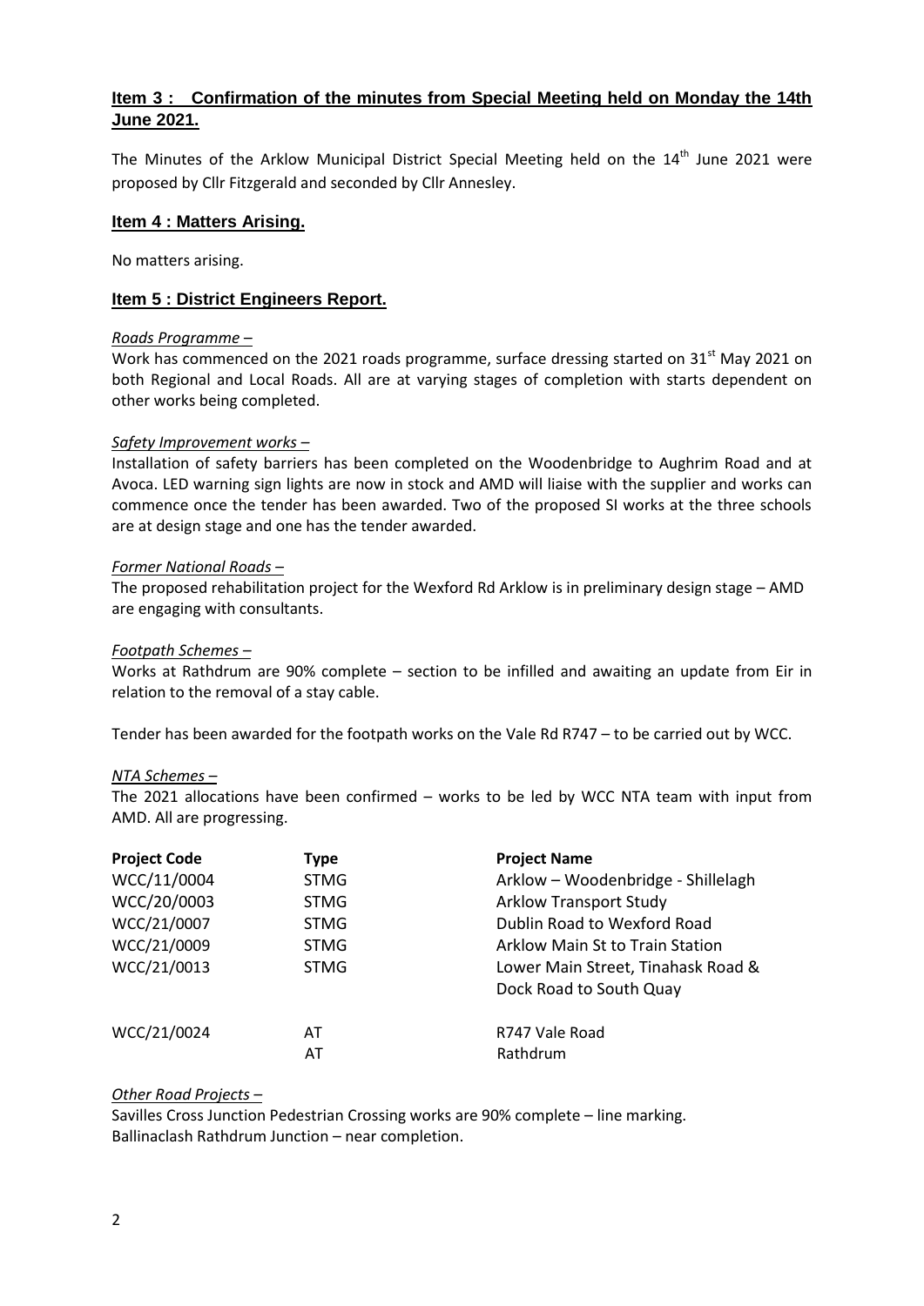## Item 3 : Confirmation of the minutes from Special Meeting held on Monday the 14th June 2021.

The Minutes of the Arklow Municipal District Special Meeting held on the 14th June 2021 were proposed by Cllr Fitzgerald and seconded by Cllr Annesley.

## Item 4 : Matters Arising.

No matters arising.

## Item 5 : District Engineers Report.

*Roads Programme –*
Work has commenced on the 2021 roads programme, surface dressing started on 31st May 2021 on both Regional and Local Roads. All are at varying stages of completion with starts dependent on other works being completed.

*Safety Improvement works –*
Installation of safety barriers has been completed on the Woodenbridge to Aughrim Road and at Avoca. LED warning sign lights are now in stock and AMD will liaise with the supplier and works can commence once the tender has been awarded. Two of the proposed SI works at the three schools are at design stage and one has the tender awarded.

*Former National Roads –*
The proposed rehabilitation project for the Wexford Rd Arklow is in preliminary design stage – AMD are engaging with consultants.

*Footpath Schemes –*
Works at Rathdrum are 90% complete – section to be infilled and awaiting an update from Eir in relation to the removal of a stay cable.

Tender has been awarded for the footpath works on the Vale Rd R747 – to be carried out by WCC.

*NTA Schemes –*
The 2021 allocations have been confirmed – works to be led by WCC NTA team with input from AMD. All are progressing.

| Project Code | Type | Project Name |
|---|---|---|
| WCC/11/0004 | STMG | Arklow – Woodenbridge - Shillelagh |
| WCC/20/0003 | STMG | Arklow Transport Study |
| WCC/21/0007 | STMG | Dublin Road to Wexford Road |
| WCC/21/0009 | STMG | Arklow Main St to Train Station |
| WCC/21/0013 | STMG | Lower Main Street, Tinahask Road & Dock Road to South Quay |
| WCC/21/0024 | AT | R747 Vale Road |
| | AT | Rathdrum |

*Other Road Projects –*
Savilles Cross Junction Pedestrian Crossing works are 90% complete – line marking.
Ballinaclash Rathdrum Junction – near completion.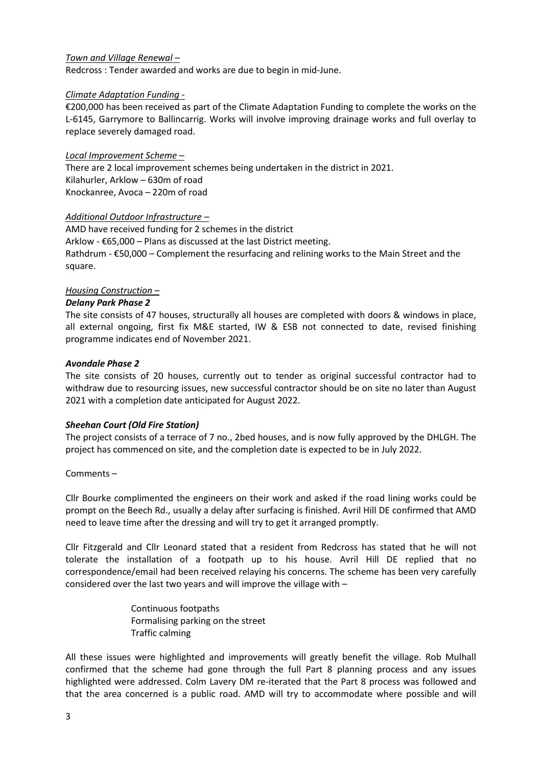*Town and Village Renewal –*

Redcross : Tender awarded and works are due to begin in mid-June.

*Climate Adaptation Funding -*

€200,000 has been received as part of the Climate Adaptation Funding to complete the works on the L-6145, Garrymore to Ballincarrig. Works will involve improving drainage works and full overlay to replace severely damaged road.

*Local Improvement Scheme –*

There are 2 local improvement schemes being undertaken in the district in 2021.
Kilahurler, Arklow – 630m of road
Knockanree, Avoca – 220m of road

*Additional Outdoor Infrastructure –*

AMD have received funding for 2 schemes in the district
Arklow - €65,000 – Plans as discussed at the last District meeting.
Rathdrum - €50,000 – Complement the resurfacing and relining works to the Main Street and the square.

*Housing Construction –*

***Delany Park Phase 2***

The site consists of 47 houses, structurally all houses are completed with doors & windows in place, all external ongoing, first fix M&E started, IW & ESB not connected to date, revised finishing programme indicates end of November 2021.

***Avondale Phase 2***

The site consists of 20 houses, currently out to tender as original successful contractor had to withdraw due to resourcing issues, new successful contractor should be on site no later than August 2021 with a completion date anticipated for August 2022.

***Sheehan Court (Old Fire Station)***

The project consists of a terrace of 7 no., 2bed houses, and is now fully approved by the DHLGH. The project has commenced on site, and the completion date is expected to be in July 2022.

Comments –

Cllr Bourke complimented the engineers on their work and asked if the road lining works could be prompt on the Beech Rd., usually a delay after surfacing is finished. Avril Hill DE confirmed that AMD need to leave time after the dressing and will try to get it arranged promptly.

Cllr Fitzgerald and Cllr Leonard stated that a resident from Redcross has stated that he will not tolerate the installation of a footpath up to his house. Avril Hill DE replied that no correspondence/email had been received relaying his concerns. The scheme has been very carefully considered over the last two years and will improve the village with –

Continuous footpaths
Formalising parking on the street
Traffic calming

All these issues were highlighted and improvements will greatly benefit the village. Rob Mulhall confirmed that the scheme had gone through the full Part 8 planning process and any issues highlighted were addressed. Colm Lavery DM re-iterated that the Part 8 process was followed and that the area concerned is a public road. AMD will try to accommodate where possible and will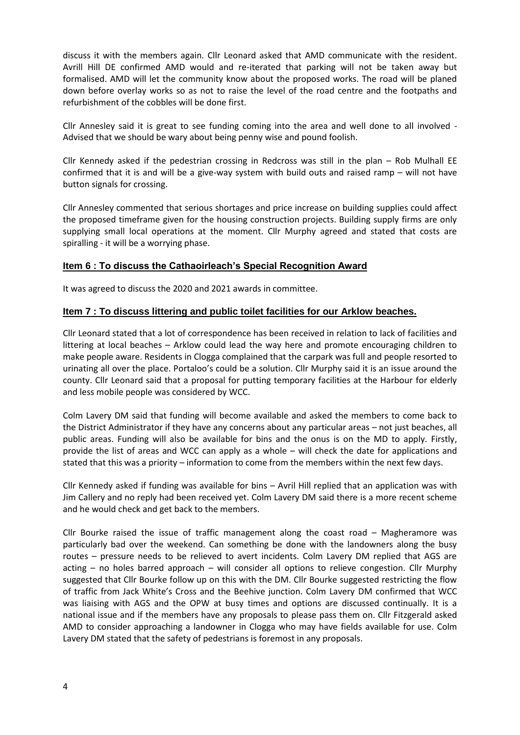discuss it with the members again. Cllr Leonard asked that AMD communicate with the resident. Avrill Hill DE confirmed AMD would and re-iterated that parking will not be taken away but formalised. AMD will let the community know about the proposed works. The road will be planed down before overlay works so as not to raise the level of the road centre and the footpaths and refurbishment of the cobbles will be done first.

Cllr Annesley said it is great to see funding coming into the area and well done to all involved - Advised that we should be wary about being penny wise and pound foolish.

Cllr Kennedy asked if the pedestrian crossing in Redcross was still in the plan – Rob Mulhall EE confirmed that it is and will be a give-way system with build outs and raised ramp – will not have button signals for crossing.

Cllr Annesley commented that serious shortages and price increase on building supplies could affect the proposed timeframe given for the housing construction projects. Building supply firms are only supplying small local operations at the moment. Cllr Murphy agreed and stated that costs are spiralling - it will be a worrying phase.

## Item 6 : To discuss the Cathaoirleach's Special Recognition Award

It was agreed to discuss the 2020 and 2021 awards in committee.

## Item 7 : To discuss littering and public toilet facilities for our Arklow beaches.

Cllr Leonard stated that a lot of correspondence has been received in relation to lack of facilities and littering at local beaches – Arklow could lead the way here and promote encouraging children to make people aware. Residents in Clogga complained that the carpark was full and people resorted to urinating all over the place. Portaloo's could be a solution. Cllr Murphy said it is an issue around the county. Cllr Leonard said that a proposal for putting temporary facilities at the Harbour for elderly and less mobile people was considered by WCC.

Colm Lavery DM said that funding will become available and asked the members to come back to the District Administrator if they have any concerns about any particular areas – not just beaches, all public areas. Funding will also be available for bins and the onus is on the MD to apply. Firstly, provide the list of areas and WCC can apply as a whole – will check the date for applications and stated that this was a priority – information to come from the members within the next few days.

Cllr Kennedy asked if funding was available for bins – Avril Hill replied that an application was with Jim Callery and no reply had been received yet. Colm Lavery DM said there is a more recent scheme and he would check and get back to the members.

Cllr Bourke raised the issue of traffic management along the coast road – Magheramore was particularly bad over the weekend. Can something be done with the landowners along the busy routes – pressure needs to be relieved to avert incidents. Colm Lavery DM replied that AGS are acting – no holes barred approach – will consider all options to relieve congestion. Cllr Murphy suggested that Cllr Bourke follow up on this with the DM. Cllr Bourke suggested restricting the flow of traffic from Jack White's Cross and the Beehive junction. Colm Lavery DM confirmed that WCC was liaising with AGS and the OPW at busy times and options are discussed continually. It is a national issue and if the members have any proposals to please pass them on. Cllr Fitzgerald asked AMD to consider approaching a landowner in Clogga who may have fields available for use. Colm Lavery DM stated that the safety of pedestrians is foremost in any proposals.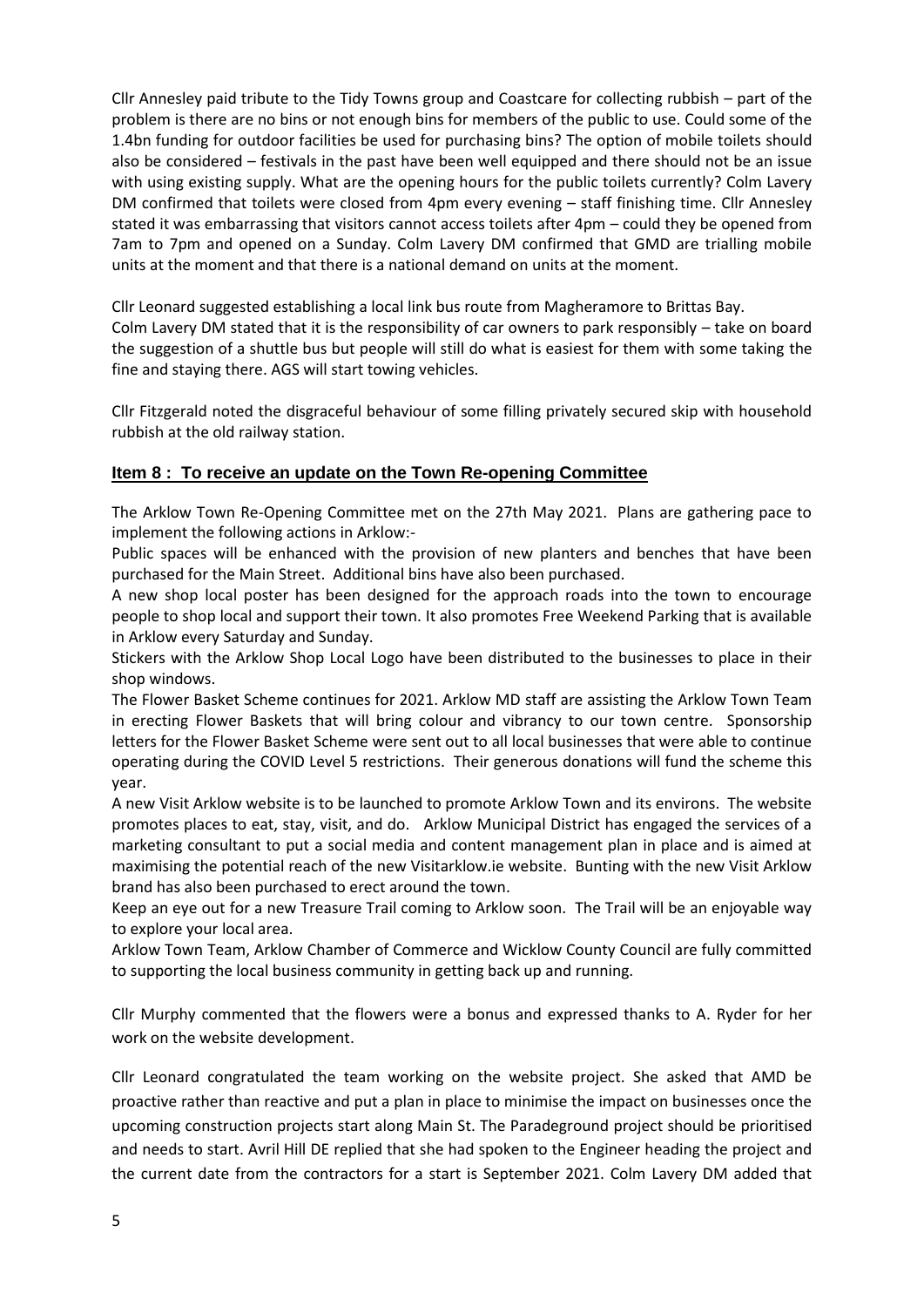Cllr Annesley paid tribute to the Tidy Towns group and Coastcare for collecting rubbish – part of the problem is there are no bins or not enough bins for members of the public to use. Could some of the 1.4bn funding for outdoor facilities be used for purchasing bins? The option of mobile toilets should also be considered – festivals in the past have been well equipped and there should not be an issue with using existing supply. What are the opening hours for the public toilets currently? Colm Lavery DM confirmed that toilets were closed from 4pm every evening – staff finishing time. Cllr Annesley stated it was embarrassing that visitors cannot access toilets after 4pm – could they be opened from 7am to 7pm and opened on a Sunday. Colm Lavery DM confirmed that GMD are trialling mobile units at the moment and that there is a national demand on units at the moment.

Cllr Leonard suggested establishing a local link bus route from Magheramore to Brittas Bay.
Colm Lavery DM stated that it is the responsibility of car owners to park responsibly – take on board the suggestion of a shuttle bus but people will still do what is easiest for them with some taking the fine and staying there. AGS will start towing vehicles.

Cllr Fitzgerald noted the disgraceful behaviour of some filling privately secured skip with household rubbish at the old railway station.

## Item 8 : To receive an update on the Town Re-opening Committee

The Arklow Town Re-Opening Committee met on the 27th May 2021. Plans are gathering pace to implement the following actions in Arklow:-
Public spaces will be enhanced with the provision of new planters and benches that have been purchased for the Main Street. Additional bins have also been purchased.
A new shop local poster has been designed for the approach roads into the town to encourage people to shop local and support their town. It also promotes Free Weekend Parking that is available in Arklow every Saturday and Sunday.
Stickers with the Arklow Shop Local Logo have been distributed to the businesses to place in their shop windows.
The Flower Basket Scheme continues for 2021. Arklow MD staff are assisting the Arklow Town Team in erecting Flower Baskets that will bring colour and vibrancy to our town centre. Sponsorship letters for the Flower Basket Scheme were sent out to all local businesses that were able to continue operating during the COVID Level 5 restrictions. Their generous donations will fund the scheme this year.
A new Visit Arklow website is to be launched to promote Arklow Town and its environs. The website promotes places to eat, stay, visit, and do. Arklow Municipal District has engaged the services of a marketing consultant to put a social media and content management plan in place and is aimed at maximising the potential reach of the new Visitarklow.ie website. Bunting with the new Visit Arklow brand has also been purchased to erect around the town.
Keep an eye out for a new Treasure Trail coming to Arklow soon. The Trail will be an enjoyable way to explore your local area.
Arklow Town Team, Arklow Chamber of Commerce and Wicklow County Council are fully committed to supporting the local business community in getting back up and running.

Cllr Murphy commented that the flowers were a bonus and expressed thanks to A. Ryder for her work on the website development.

Cllr Leonard congratulated the team working on the website project. She asked that AMD be proactive rather than reactive and put a plan in place to minimise the impact on businesses once the upcoming construction projects start along Main St. The Paradeground project should be prioritised and needs to start. Avril Hill DE replied that she had spoken to the Engineer heading the project and the current date from the contractors for a start is September 2021. Colm Lavery DM added that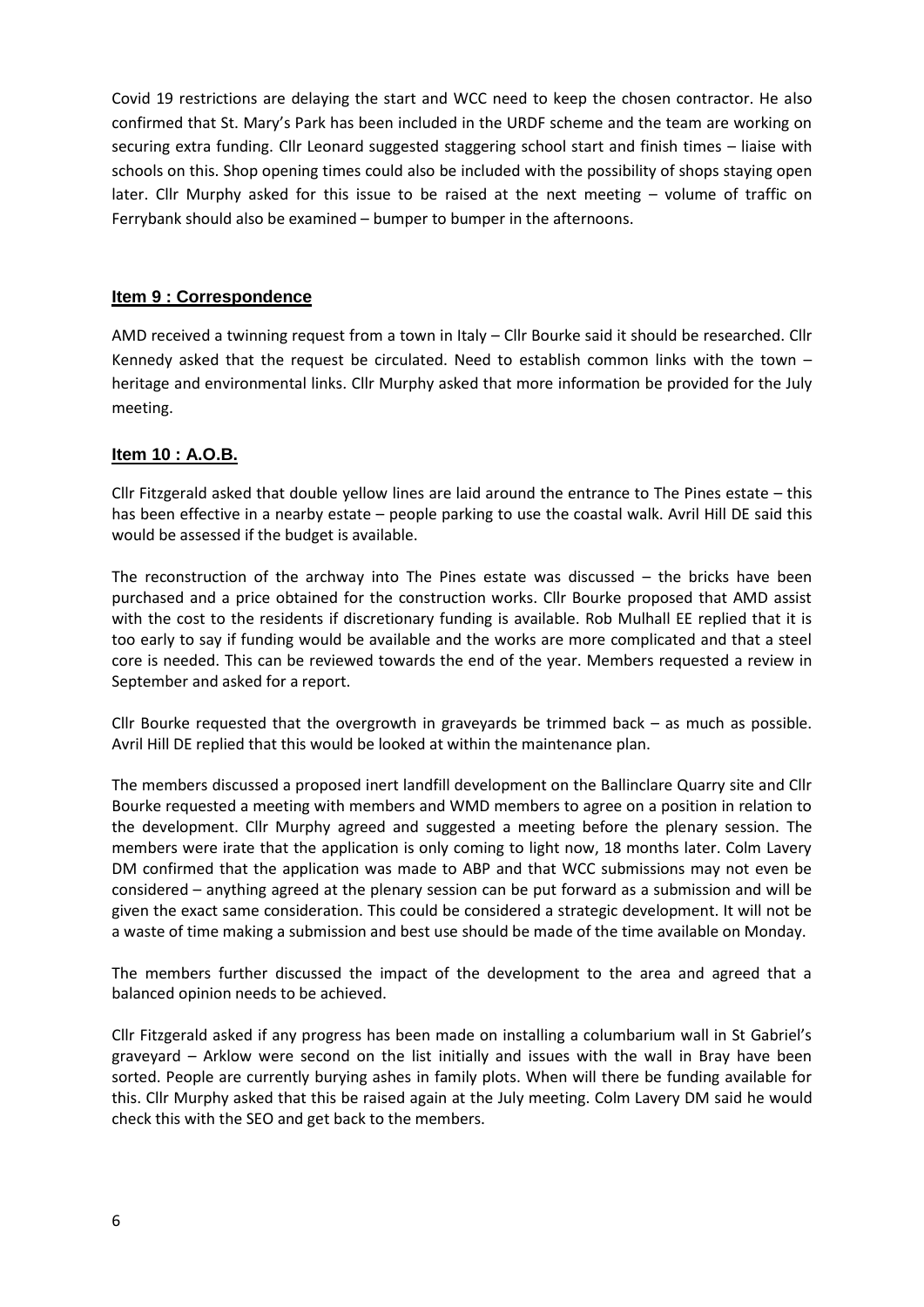Covid 19 restrictions are delaying the start and WCC need to keep the chosen contractor. He also confirmed that St. Mary's Park has been included in the URDF scheme and the team are working on securing extra funding. Cllr Leonard suggested staggering school start and finish times – liaise with schools on this. Shop opening times could also be included with the possibility of shops staying open later. Cllr Murphy asked for this issue to be raised at the next meeting – volume of traffic on Ferrybank should also be examined – bumper to bumper in the afternoons.

## Item 9 : Correspondence

AMD received a twinning request from a town in Italy – Cllr Bourke said it should be researched. Cllr Kennedy asked that the request be circulated. Need to establish common links with the town – heritage and environmental links. Cllr Murphy asked that more information be provided for the July meeting.

## Item 10 : A.O.B.

Cllr Fitzgerald asked that double yellow lines are laid around the entrance to The Pines estate – this has been effective in a nearby estate – people parking to use the coastal walk. Avril Hill DE said this would be assessed if the budget is available.

The reconstruction of the archway into The Pines estate was discussed – the bricks have been purchased and a price obtained for the construction works. Cllr Bourke proposed that AMD assist with the cost to the residents if discretionary funding is available. Rob Mulhall EE replied that it is too early to say if funding would be available and the works are more complicated and that a steel core is needed. This can be reviewed towards the end of the year. Members requested a review in September and asked for a report.

Cllr Bourke requested that the overgrowth in graveyards be trimmed back – as much as possible. Avril Hill DE replied that this would be looked at within the maintenance plan.

The members discussed a proposed inert landfill development on the Ballinclare Quarry site and Cllr Bourke requested a meeting with members and WMD members to agree on a position in relation to the development. Cllr Murphy agreed and suggested a meeting before the plenary session. The members were irate that the application is only coming to light now, 18 months later. Colm Lavery DM confirmed that the application was made to ABP and that WCC submissions may not even be considered – anything agreed at the plenary session can be put forward as a submission and will be given the exact same consideration. This could be considered a strategic development. It will not be a waste of time making a submission and best use should be made of the time available on Monday.

The members further discussed the impact of the development to the area and agreed that a balanced opinion needs to be achieved.

Cllr Fitzgerald asked if any progress has been made on installing a columbarium wall in St Gabriel's graveyard – Arklow were second on the list initially and issues with the wall in Bray have been sorted. People are currently burying ashes in family plots. When will there be funding available for this. Cllr Murphy asked that this be raised again at the July meeting. Colm Lavery DM said he would check this with the SEO and get back to the members.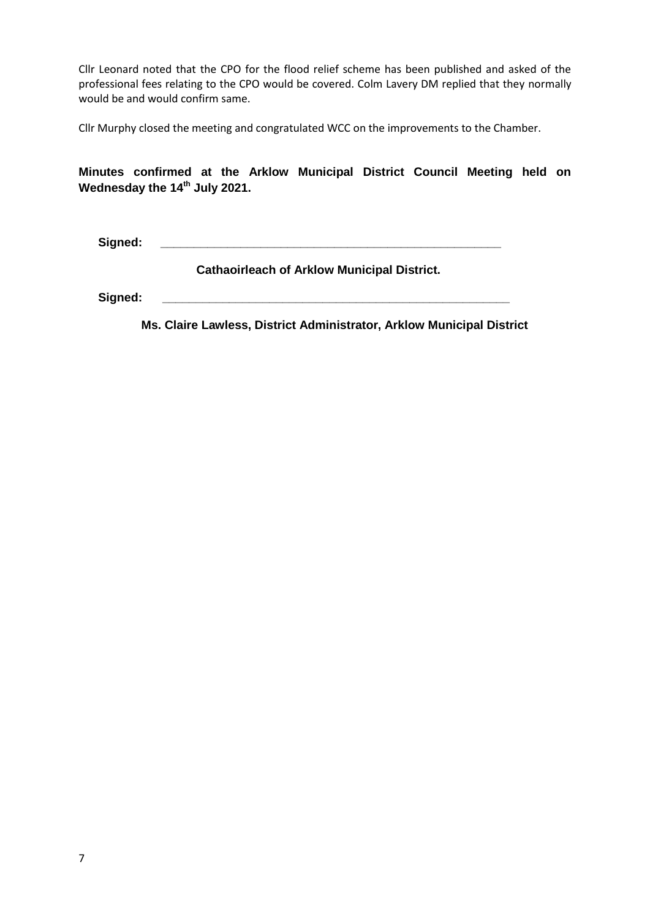Cllr Leonard noted that the CPO for the flood relief scheme has been published and asked of the professional fees relating to the CPO would be covered. Colm Lavery DM replied that they normally would be and would confirm same.

Cllr Murphy closed the meeting and congratulated WCC on the improvements to the Chamber.

**Minutes confirmed at the Arklow Municipal District Council Meeting held on Wednesday the 14th July 2021.**

**Signed:** ____________________________________________

**Cathaoirleach of Arklow Municipal District.**

**Signed:** ____________________________________________

**Ms. Claire Lawless, District Administrator, Arklow Municipal District**